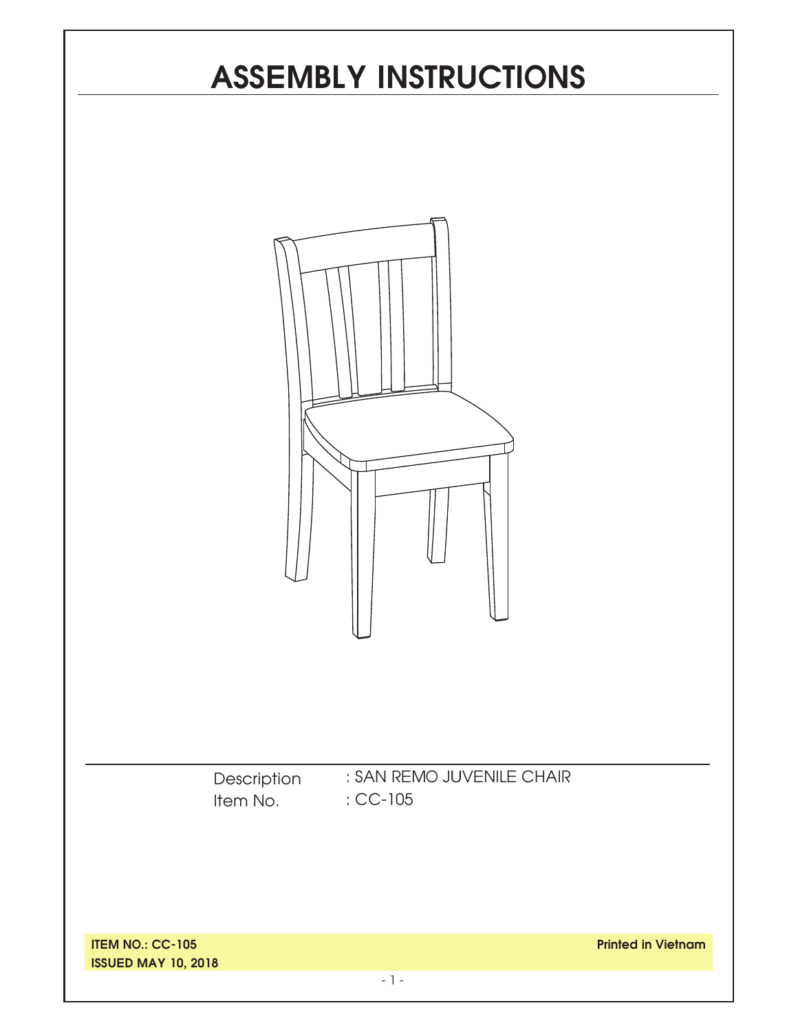# ASSEMBLY INSTRUCTIONS

Description : SAN REMO JUVENILE CHAIR
Item No. : CC-105

**ITEM NO.: CC-105**
**ISSUED MAY 10, 2018**

**Printed in Vietnam**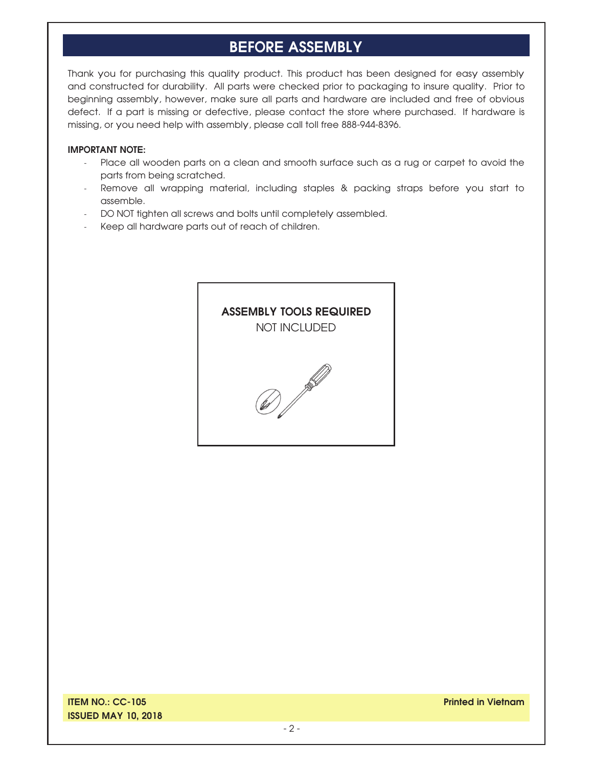# BEFORE ASSEMBLY

Thank you for purchasing this quality product. This product has been designed for easy assembly and constructed for durability. All parts were checked prior to packaging to insure quality. Prior to beginning assembly, however, make sure all parts and hardware are included and free of obvious defect. If a part is missing or defective, please contact the store where purchased. If hardware is missing, or you need help with assembly, please call toll free 888-944-8396.

**IMPORTANT NOTE:**

- Place all wooden parts on a clean and smooth surface such as a rug or carpet to avoid the parts from being scratched.
- Remove all wrapping material, including staples & packing straps before you start to assemble.
- DO NOT tighten all screws and bolts until completely assembled.
- Keep all hardware parts out of reach of children.

**ASSEMBLY TOOLS REQUIRED**

NOT INCLUDED

**ITEM NO.: CC-105**
**ISSUED MAY 10, 2018**

**Printed in Vietnam**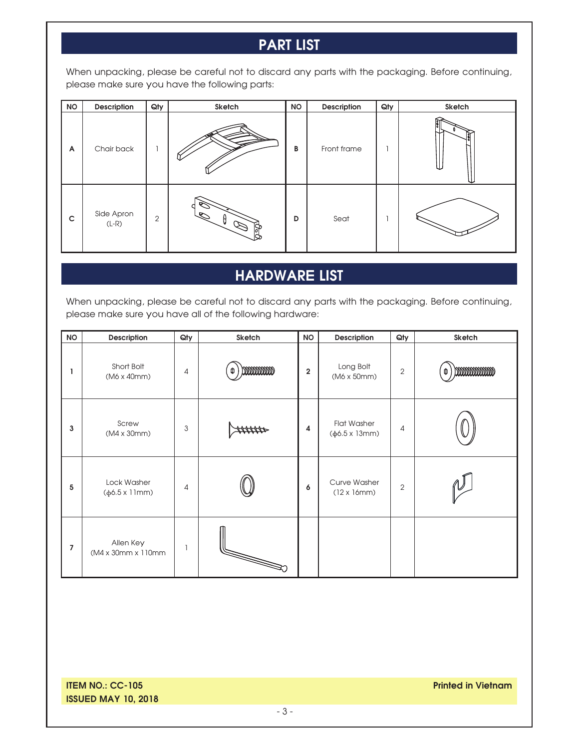# PART LIST

When unpacking, please be careful not to discard any parts with the packaging. Before continuing, please make sure you have the following parts:

| NO | Description | Qty | Sketch | NO | Description | Qty | Sketch |
|---|---|---|---|---|---|---|---|
| A | Chair back | 1 | | B | Front frame | 1 | |
| C | Side Apron (L-R) | 2 | | D | Seat | 1 | |

# HARDWARE LIST

When unpacking, please be careful not to discard any parts with the packaging. Before continuing, please make sure you have all of the following hardware:

| NO | Description | Qty | Sketch | NO | Description | Qty | Sketch |
|---|---|---|---|---|---|---|---|
| 1 | Short Bolt (M6 x 40mm) | 4 | | 2 | Long Bolt (M6 x 50mm) | 2 | |
| 3 | Screw (M4 x 30mm) | 3 | | 4 | Flat Washer (ϕ6.5 x 13mm) | 4 | |
| 5 | Lock Washer (ϕ6.5 x 11mm) | 4 | | 6 | Curve Washer (12 x 16mm) | 2 | |
| 7 | Allen Key (M4 x 30mm x 110mm | 1 | | | | | |

**ITEM NO.: CC-105**
**ISSUED MAY 10, 2018**

**Printed in Vietnam**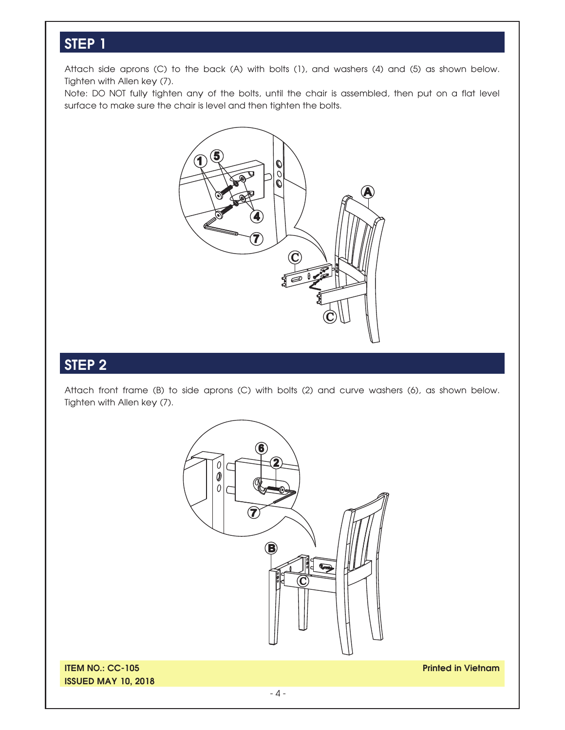## STEP 1

Attach side aprons (C) to the back (A) with bolts (1), and washers (4) and (5) as shown below. Tighten with Allen key (7).

Note: DO NOT fully tighten any of the bolts, until the chair is assembled, then put on a flat level surface to make sure the chair is level and then tighten the bolts.

## STEP 2

Attach front frame (B) to side aprons (C) with bolts (2) and curve washers (6), as shown below. Tighten with Allen key (7).

**ITEM NO.: CC-105**
**ISSUED MAY 10, 2018**

**Printed in Vietnam**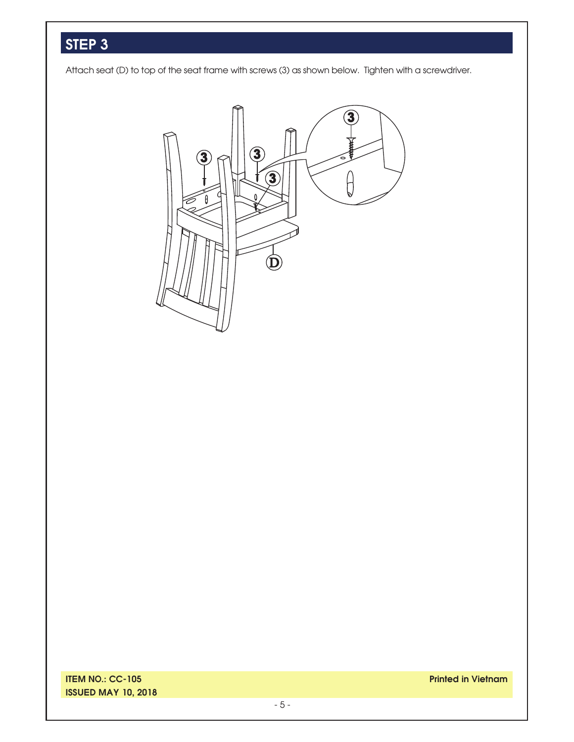## STEP 3

Attach seat (D) to top of the seat frame with screws (3) as shown below. Tighten with a screwdriver.

3

3

3

3

D

**ITEM NO.: CC-105**
**ISSUED MAY 10, 2018**

**Printed in Vietnam**